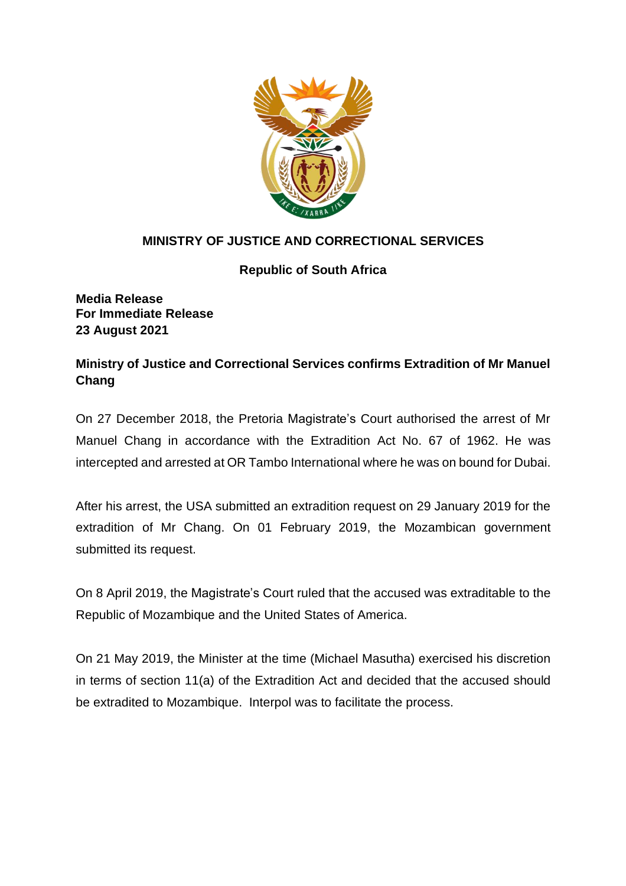**MINISTRY OF JUSTICE AND CORRECTIONAL SERVICES**

**Republic of South Africa**

**Media Release**
**For Immediate Release**
**23 August 2021**

**Ministry of Justice and Correctional Services confirms Extradition of Mr Manuel Chang**

On 27 December 2018, the Pretoria Magistrate's Court authorised the arrest of Mr Manuel Chang in accordance with the Extradition Act No. 67 of 1962. He was intercepted and arrested at OR Tambo International where he was on bound for Dubai.

After his arrest, the USA submitted an extradition request on 29 January 2019 for the extradition of Mr Chang. On 01 February 2019, the Mozambican government submitted its request.

On 8 April 2019, the Magistrate's Court ruled that the accused was extraditable to the Republic of Mozambique and the United States of America.

On 21 May 2019, the Minister at the time (Michael Masutha) exercised his discretion in terms of section 11(a) of the Extradition Act and decided that the accused should be extradited to Mozambique. Interpol was to facilitate the process.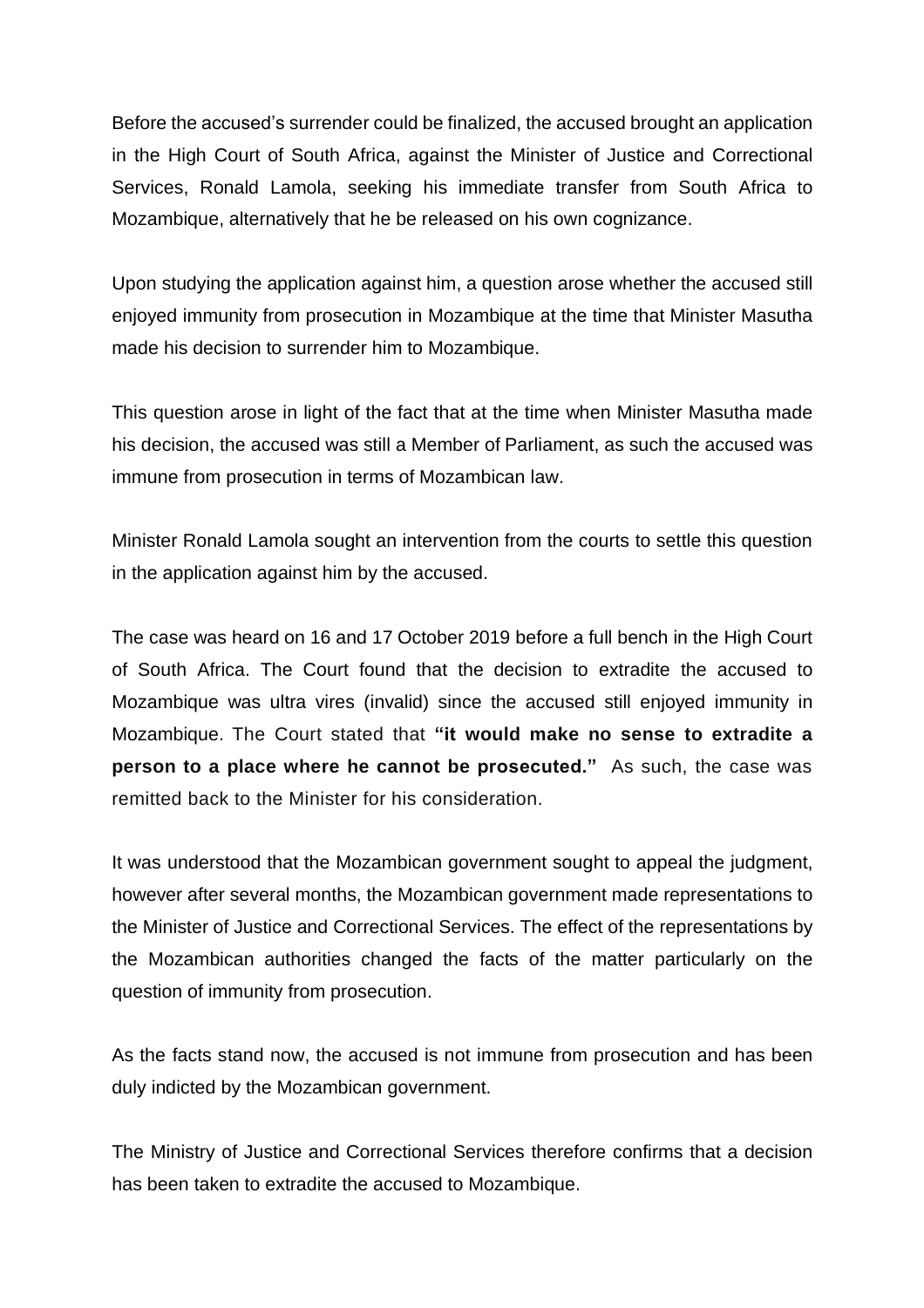Before the accused's surrender could be finalized, the accused brought an application in the High Court of South Africa, against the Minister of Justice and Correctional Services, Ronald Lamola, seeking his immediate transfer from South Africa to Mozambique, alternatively that he be released on his own cognizance.

Upon studying the application against him, a question arose whether the accused still enjoyed immunity from prosecution in Mozambique at the time that Minister Masutha made his decision to surrender him to Mozambique.

This question arose in light of the fact that at the time when Minister Masutha made his decision, the accused was still a Member of Parliament, as such the accused was immune from prosecution in terms of Mozambican law.

Minister Ronald Lamola sought an intervention from the courts to settle this question in the application against him by the accused.

The case was heard on 16 and 17 October 2019 before a full bench in the High Court of South Africa. The Court found that the decision to extradite the accused to Mozambique was ultra vires (invalid) since the accused still enjoyed immunity in Mozambique. The Court stated that **"it would make no sense to extradite a person to a place where he cannot be prosecuted."** As such, the case was remitted back to the Minister for his consideration.

It was understood that the Mozambican government sought to appeal the judgment, however after several months, the Mozambican government made representations to the Minister of Justice and Correctional Services. The effect of the representations by the Mozambican authorities changed the facts of the matter particularly on the question of immunity from prosecution.

As the facts stand now, the accused is not immune from prosecution and has been duly indicted by the Mozambican government.

The Ministry of Justice and Correctional Services therefore confirms that a decision has been taken to extradite the accused to Mozambique.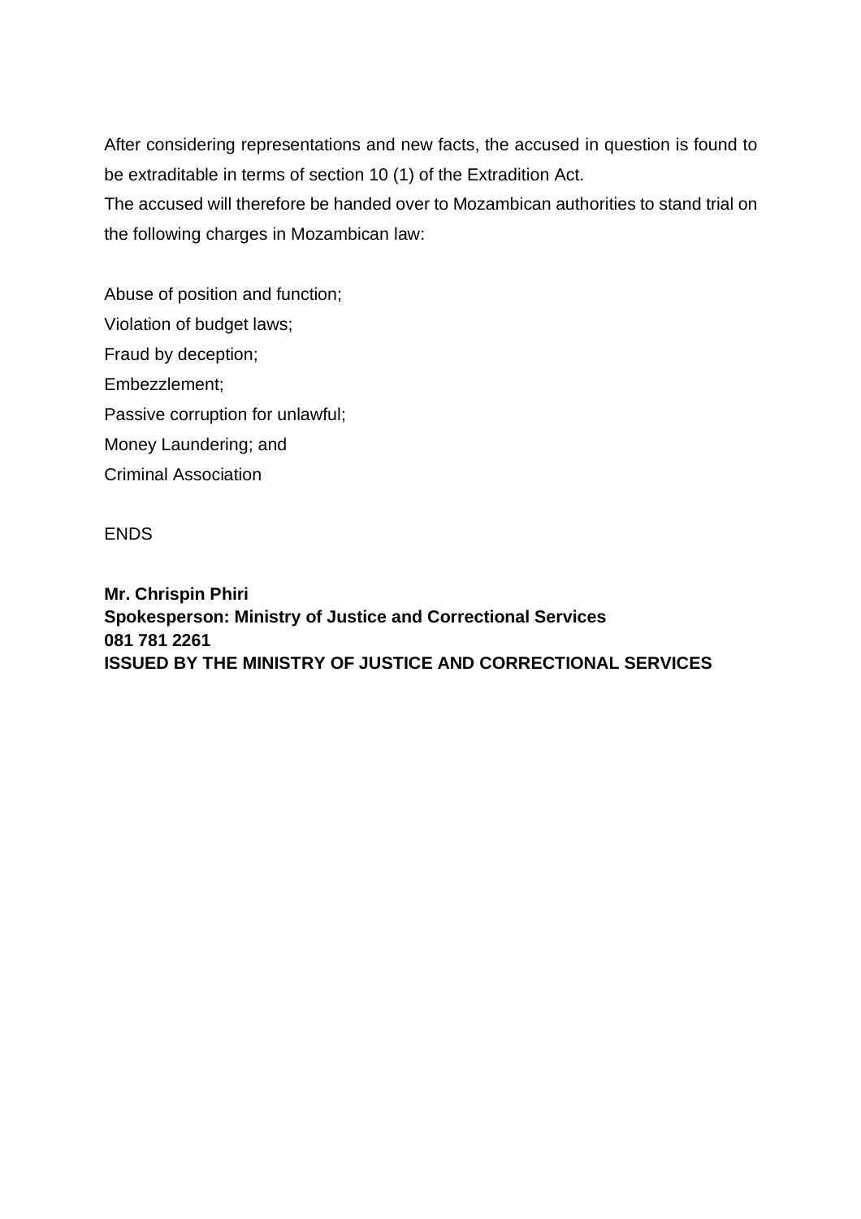After considering representations and new facts, the accused in question is found to be extraditable in terms of section 10 (1) of the Extradition Act.
The accused will therefore be handed over to Mozambican authorities to stand trial on the following charges in Mozambican law:

Abuse of position and function;
Violation of budget laws;
Fraud by deception;
Embezzlement;
Passive corruption for unlawful;
Money Laundering; and
Criminal Association

ENDS

**Mr. Chrispin Phiri**
**Spokesperson: Ministry of Justice and Correctional Services**
**081 781 2261**
**ISSUED BY THE MINISTRY OF JUSTICE AND CORRECTIONAL SERVICES**